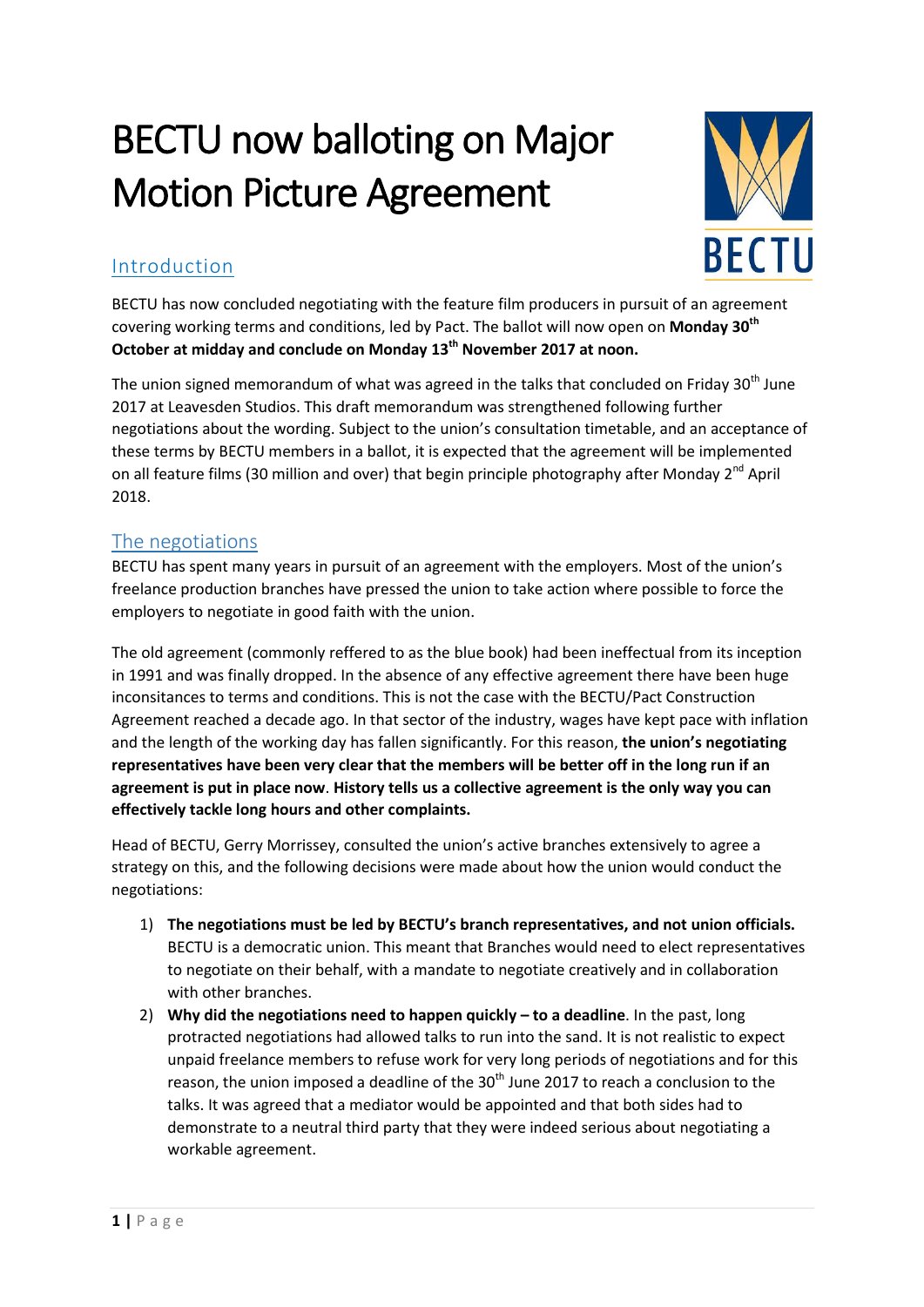# BECTU now balloting on Major Motion Picture Agreement

## Introduction

BECTU has now concluded negotiating with the feature film producers in pursuit of an agreement covering working terms and conditions, led by Pact. The ballot will now open on **Monday 30th October at midday and conclude on Monday 13th November 2017 at noon.**

The union signed memorandum of what was agreed in the talks that concluded on Friday 30th June 2017 at Leavesden Studios. This draft memorandum was strengthened following further negotiations about the wording. Subject to the union's consultation timetable, and an acceptance of these terms by BECTU members in a ballot, it is expected that the agreement will be implemented on all feature films (30 million and over) that begin principle photography after Monday 2nd April 2018.

## The negotiations

BECTU has spent many years in pursuit of an agreement with the employers. Most of the union's freelance production branches have pressed the union to take action where possible to force the employers to negotiate in good faith with the union.

The old agreement (commonly reffered to as the blue book) had been ineffectual from its inception in 1991 and was finally dropped. In the absence of any effective agreement there have been huge inconsitances to terms and conditions. This is not the case with the BECTU/Pact Construction Agreement reached a decade ago. In that sector of the industry, wages have kept pace with inflation and the length of the working day has fallen significantly. For this reason, **the union's negotiating representatives have been very clear that the members will be better off in the long run if an agreement is put in place now**. **History tells us a collective agreement is the only way you can effectively tackle long hours and other complaints.**

Head of BECTU, Gerry Morrissey, consulted the union's active branches extensively to agree a strategy on this, and the following decisions were made about how the union would conduct the negotiations:

1) **The negotiations must be led by BECTU's branch representatives, and not union officials.** BECTU is a democratic union. This meant that Branches would need to elect representatives to negotiate on their behalf, with a mandate to negotiate creatively and in collaboration with other branches.
2) **Why did the negotiations need to happen quickly – to a deadline**. In the past, long protracted negotiations had allowed talks to run into the sand. It is not realistic to expect unpaid freelance members to refuse work for very long periods of negotiations and for this reason, the union imposed a deadline of the 30th June 2017 to reach a conclusion to the talks. It was agreed that a mediator would be appointed and that both sides had to demonstrate to a neutral third party that they were indeed serious about negotiating a workable agreement.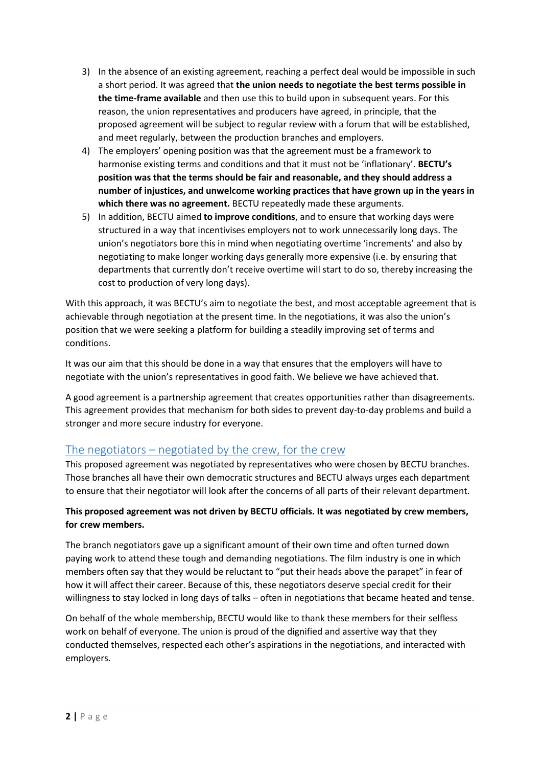3) In the absence of an existing agreement, reaching a perfect deal would be impossible in such a short period. It was agreed that **the union needs to negotiate the best terms possible in the time-frame available** and then use this to build upon in subsequent years. For this reason, the union representatives and producers have agreed, in principle, that the proposed agreement will be subject to regular review with a forum that will be established, and meet regularly, between the production branches and employers.
4) The employers' opening position was that the agreement must be a framework to harmonise existing terms and conditions and that it must not be 'inflationary'. **BECTU's position was that the terms should be fair and reasonable, and they should address a number of injustices, and unwelcome working practices that have grown up in the years in which there was no agreement.** BECTU repeatedly made these arguments.
5) In addition, BECTU aimed **to improve conditions**, and to ensure that working days were structured in a way that incentivises employers not to work unnecessarily long days. The union's negotiators bore this in mind when negotiating overtime 'increments' and also by negotiating to make longer working days generally more expensive (i.e. by ensuring that departments that currently don't receive overtime will start to do so, thereby increasing the cost to production of very long days).

With this approach, it was BECTU's aim to negotiate the best, and most acceptable agreement that is achievable through negotiation at the present time. In the negotiations, it was also the union's position that we were seeking a platform for building a steadily improving set of terms and conditions.

It was our aim that this should be done in a way that ensures that the employers will have to negotiate with the union's representatives in good faith. We believe we have achieved that.

A good agreement is a partnership agreement that creates opportunities rather than disagreements. This agreement provides that mechanism for both sides to prevent day-to-day problems and build a stronger and more secure industry for everyone.

## The negotiators – negotiated by the crew, for the crew

This proposed agreement was negotiated by representatives who were chosen by BECTU branches. Those branches all have their own democratic structures and BECTU always urges each department to ensure that their negotiator will look after the concerns of all parts of their relevant department.

**This proposed agreement was not driven by BECTU officials. It was negotiated by crew members, for crew members.**

The branch negotiators gave up a significant amount of their own time and often turned down paying work to attend these tough and demanding negotiations. The film industry is one in which members often say that they would be reluctant to "put their heads above the parapet" in fear of how it will affect their career. Because of this, these negotiators deserve special credit for their willingness to stay locked in long days of talks – often in negotiations that became heated and tense.

On behalf of the whole membership, BECTU would like to thank these members for their selfless work on behalf of everyone. The union is proud of the dignified and assertive way that they conducted themselves, respected each other's aspirations in the negotiations, and interacted with employers.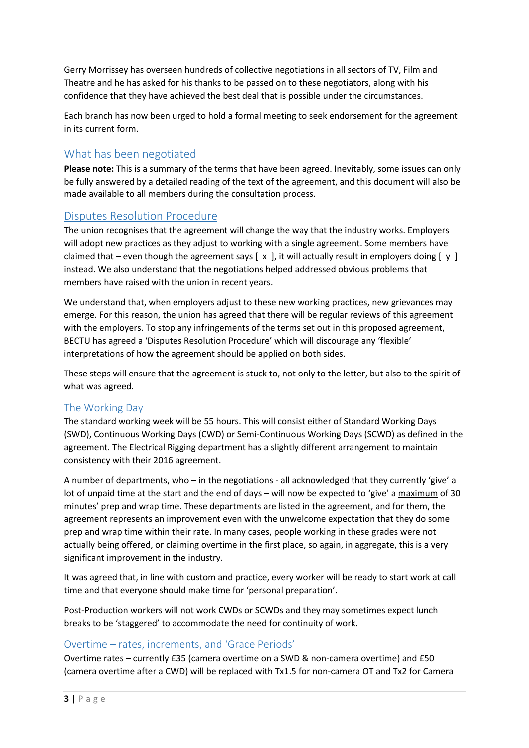Gerry Morrissey has overseen hundreds of collective negotiations in all sectors of TV, Film and Theatre and he has asked for his thanks to be passed on to these negotiators, along with his confidence that they have achieved the best deal that is possible under the circumstances.

Each branch has now been urged to hold a formal meeting to seek endorsement for the agreement in its current form.

## What has been negotiated

**Please note:** This is a summary of the terms that have been agreed. Inevitably, some issues can only be fully answered by a detailed reading of the text of the agreement, and this document will also be made available to all members during the consultation process.

## Disputes Resolution Procedure

The union recognises that the agreement will change the way that the industry works. Employers will adopt new practices as they adjust to working with a single agreement. Some members have claimed that – even though the agreement says [ x ], it will actually result in employers doing [ y ] instead. We also understand that the negotiations helped addressed obvious problems that members have raised with the union in recent years.

We understand that, when employers adjust to these new working practices, new grievances may emerge. For this reason, the union has agreed that there will be regular reviews of this agreement with the employers. To stop any infringements of the terms set out in this proposed agreement, BECTU has agreed a 'Disputes Resolution Procedure' which will discourage any 'flexible' interpretations of how the agreement should be applied on both sides.

These steps will ensure that the agreement is stuck to, not only to the letter, but also to the spirit of what was agreed.

## The Working Day

The standard working week will be 55 hours. This will consist either of Standard Working Days (SWD), Continuous Working Days (CWD) or Semi-Continuous Working Days (SCWD) as defined in the agreement. The Electrical Rigging department has a slightly different arrangement to maintain consistency with their 2016 agreement.

A number of departments, who – in the negotiations - all acknowledged that they currently 'give' a lot of unpaid time at the start and the end of days – will now be expected to 'give' a <u>maximum</u> of 30 minutes' prep and wrap time. These departments are listed in the agreement, and for them, the agreement represents an improvement even with the unwelcome expectation that they do some prep and wrap time within their rate. In many cases, people working in these grades were not actually being offered, or claiming overtime in the first place, so again, in aggregate, this is a very significant improvement in the industry.

It was agreed that, in line with custom and practice, every worker will be ready to start work at call time and that everyone should make time for 'personal preparation'.

Post-Production workers will not work CWDs or SCWDs and they may sometimes expect lunch breaks to be 'staggered' to accommodate the need for continuity of work.

## Overtime – rates, increments, and 'Grace Periods'

Overtime rates – currently £35 (camera overtime on a SWD & non-camera overtime) and £50 (camera overtime after a CWD) will be replaced with Tx1.5 for non-camera OT and Tx2 for Camera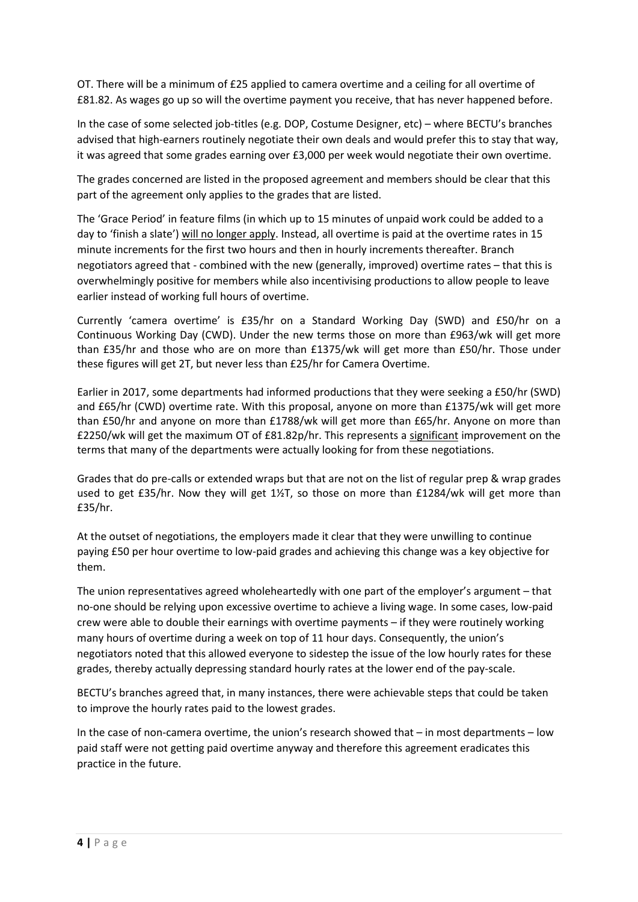OT. There will be a minimum of £25 applied to camera overtime and a ceiling for all overtime of £81.82. As wages go up so will the overtime payment you receive, that has never happened before.

In the case of some selected job-titles (e.g. DOP, Costume Designer, etc) – where BECTU's branches advised that high-earners routinely negotiate their own deals and would prefer this to stay that way, it was agreed that some grades earning over £3,000 per week would negotiate their own overtime.

The grades concerned are listed in the proposed agreement and members should be clear that this part of the agreement only applies to the grades that are listed.

The 'Grace Period' in feature films (in which up to 15 minutes of unpaid work could be added to a day to 'finish a slate') <u>will no longer apply</u>. Instead, all overtime is paid at the overtime rates in 15 minute increments for the first two hours and then in hourly increments thereafter. Branch negotiators agreed that - combined with the new (generally, improved) overtime rates – that this is overwhelmingly positive for members while also incentivising productions to allow people to leave earlier instead of working full hours of overtime.

Currently 'camera overtime' is £35/hr on a Standard Working Day (SWD) and £50/hr on a Continuous Working Day (CWD). Under the new terms those on more than £963/wk will get more than £35/hr and those who are on more than £1375/wk will get more than £50/hr. Those under these figures will get 2T, but never less than £25/hr for Camera Overtime.

Earlier in 2017, some departments had informed productions that they were seeking a £50/hr (SWD) and £65/hr (CWD) overtime rate. With this proposal, anyone on more than £1375/wk will get more than £50/hr and anyone on more than £1788/wk will get more than £65/hr. Anyone on more than £2250/wk will get the maximum OT of £81.82p/hr. This represents a <u>significant</u> improvement on the terms that many of the departments were actually looking for from these negotiations.

Grades that do pre-calls or extended wraps but that are not on the list of regular prep & wrap grades used to get £35/hr. Now they will get 1½T, so those on more than £1284/wk will get more than £35/hr.

At the outset of negotiations, the employers made it clear that they were unwilling to continue paying £50 per hour overtime to low-paid grades and achieving this change was a key objective for them.

The union representatives agreed wholeheartedly with one part of the employer's argument – that no-one should be relying upon excessive overtime to achieve a living wage. In some cases, low-paid crew were able to double their earnings with overtime payments – if they were routinely working many hours of overtime during a week on top of 11 hour days. Consequently, the union's negotiators noted that this allowed everyone to sidestep the issue of the low hourly rates for these grades, thereby actually depressing standard hourly rates at the lower end of the pay-scale.

BECTU's branches agreed that, in many instances, there were achievable steps that could be taken to improve the hourly rates paid to the lowest grades.

In the case of non-camera overtime, the union's research showed that – in most departments – low paid staff were not getting paid overtime anyway and therefore this agreement eradicates this practice in the future.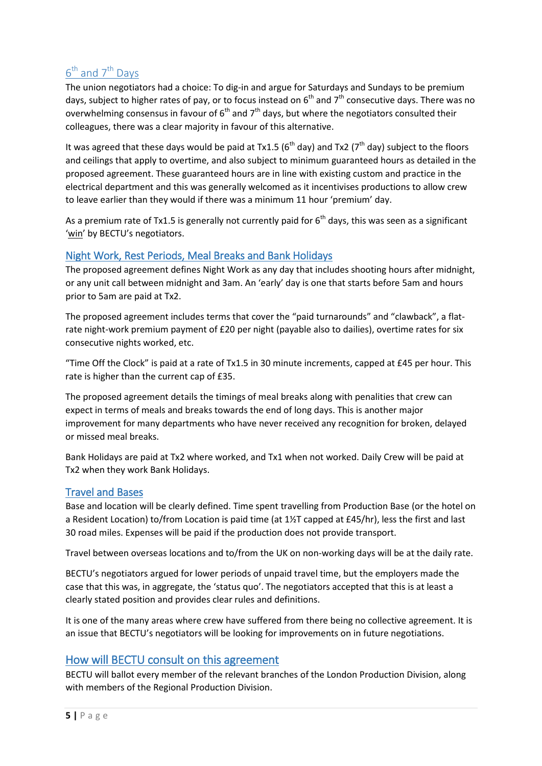## 6th and 7th Days

The union negotiators had a choice: To dig-in and argue for Saturdays and Sundays to be premium days, subject to higher rates of pay, or to focus instead on 6th and 7th consecutive days. There was no overwhelming consensus in favour of 6th and 7th days, but where the negotiators consulted their colleagues, there was a clear majority in favour of this alternative.

It was agreed that these days would be paid at Tx1.5 (6th day) and Tx2 (7th day) subject to the floors and ceilings that apply to overtime, and also subject to minimum guaranteed hours as detailed in the proposed agreement. These guaranteed hours are in line with existing custom and practice in the electrical department and this was generally welcomed as it incentivises productions to allow crew to leave earlier than they would if there was a minimum 11 hour 'premium' day.

As a premium rate of Tx1.5 is generally not currently paid for 6th days, this was seen as a significant 'win' by BECTU's negotiators.

## Night Work, Rest Periods, Meal Breaks and Bank Holidays

The proposed agreement defines Night Work as any day that includes shooting hours after midnight, or any unit call between midnight and 3am. An 'early' day is one that starts before 5am and hours prior to 5am are paid at Tx2.

The proposed agreement includes terms that cover the "paid turnarounds" and "clawback", a flat-rate night-work premium payment of £20 per night (payable also to dailies), overtime rates for six consecutive nights worked, etc.

"Time Off the Clock" is paid at a rate of Tx1.5 in 30 minute increments, capped at £45 per hour. This rate is higher than the current cap of £35.

The proposed agreement details the timings of meal breaks along with penalities that crew can expect in terms of meals and breaks towards the end of long days. This is another major improvement for many departments who have never received any recognition for broken, delayed or missed meal breaks.

Bank Holidays are paid at Tx2 where worked, and Tx1 when not worked. Daily Crew will be paid at Tx2 when they work Bank Holidays.

## Travel and Bases

Base and location will be clearly defined. Time spent travelling from Production Base (or the hotel on a Resident Location) to/from Location is paid time (at 1½T capped at £45/hr), less the first and last 30 road miles. Expenses will be paid if the production does not provide transport.

Travel between overseas locations and to/from the UK on non-working days will be at the daily rate.

BECTU's negotiators argued for lower periods of unpaid travel time, but the employers made the case that this was, in aggregate, the 'status quo'. The negotiators accepted that this is at least a clearly stated position and provides clear rules and definitions.

It is one of the many areas where crew have suffered from there being no collective agreement. It is an issue that BECTU's negotiators will be looking for improvements on in future negotiations.

## How will BECTU consult on this agreement

BECTU will ballot every member of the relevant branches of the London Production Division, along with members of the Regional Production Division.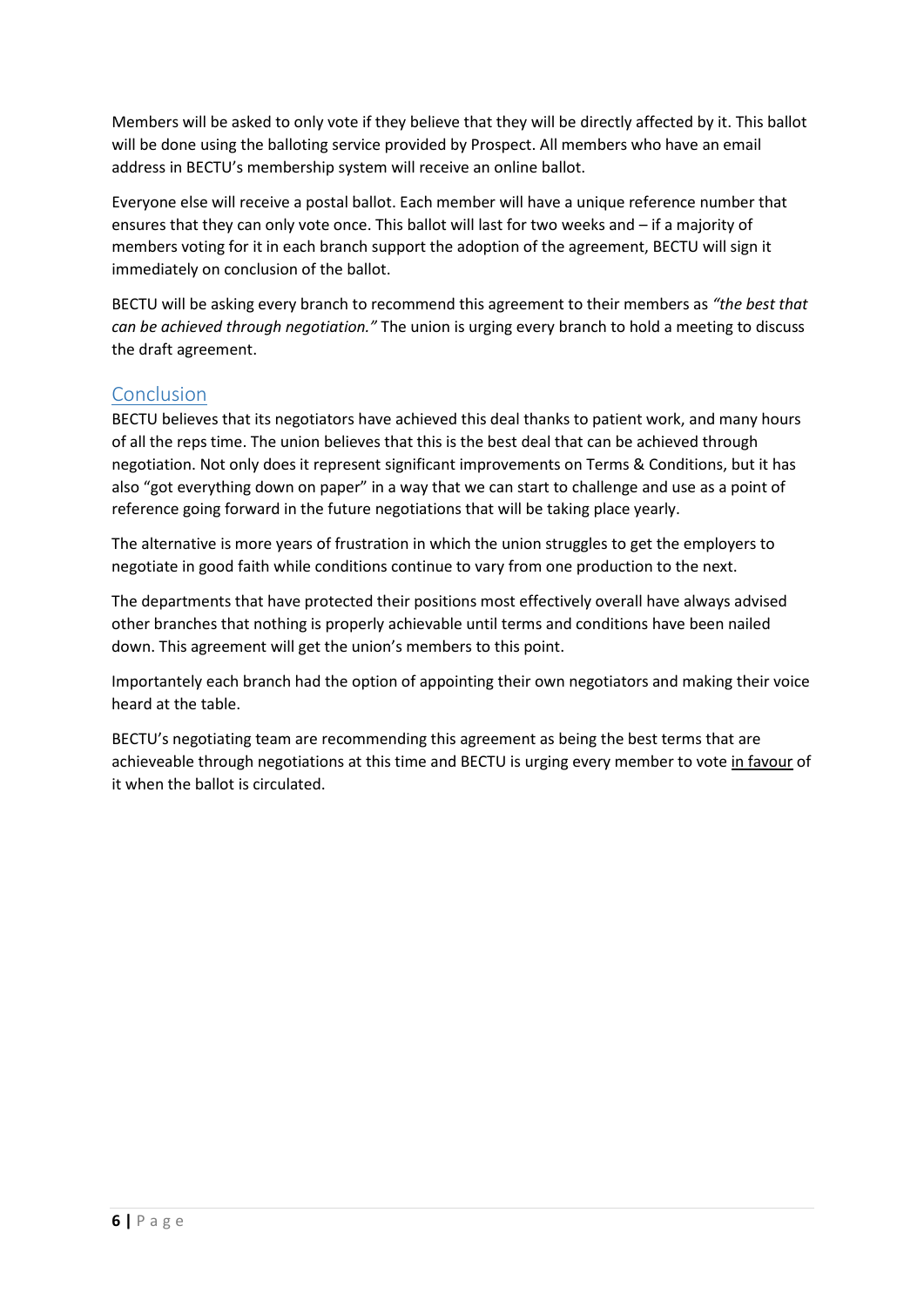Members will be asked to only vote if they believe that they will be directly affected by it. This ballot will be done using the balloting service provided by Prospect. All members who have an email address in BECTU's membership system will receive an online ballot.

Everyone else will receive a postal ballot. Each member will have a unique reference number that ensures that they can only vote once. This ballot will last for two weeks and – if a majority of members voting for it in each branch support the adoption of the agreement, BECTU will sign it immediately on conclusion of the ballot.

BECTU will be asking every branch to recommend this agreement to their members as *"the best that can be achieved through negotiation."* The union is urging every branch to hold a meeting to discuss the draft agreement.

## Conclusion

BECTU believes that its negotiators have achieved this deal thanks to patient work, and many hours of all the reps time. The union believes that this is the best deal that can be achieved through negotiation. Not only does it represent significant improvements on Terms & Conditions, but it has also "got everything down on paper" in a way that we can start to challenge and use as a point of reference going forward in the future negotiations that will be taking place yearly.

The alternative is more years of frustration in which the union struggles to get the employers to negotiate in good faith while conditions continue to vary from one production to the next.

The departments that have protected their positions most effectively overall have always advised other branches that nothing is properly achievable until terms and conditions have been nailed down. This agreement will get the union's members to this point.

Importantely each branch had the option of appointing their own negotiators and making their voice heard at the table.

BECTU's negotiating team are recommending this agreement as being the best terms that are achieveable through negotiations at this time and BECTU is urging every member to vote <u>in favour</u> of it when the ballot is circulated.